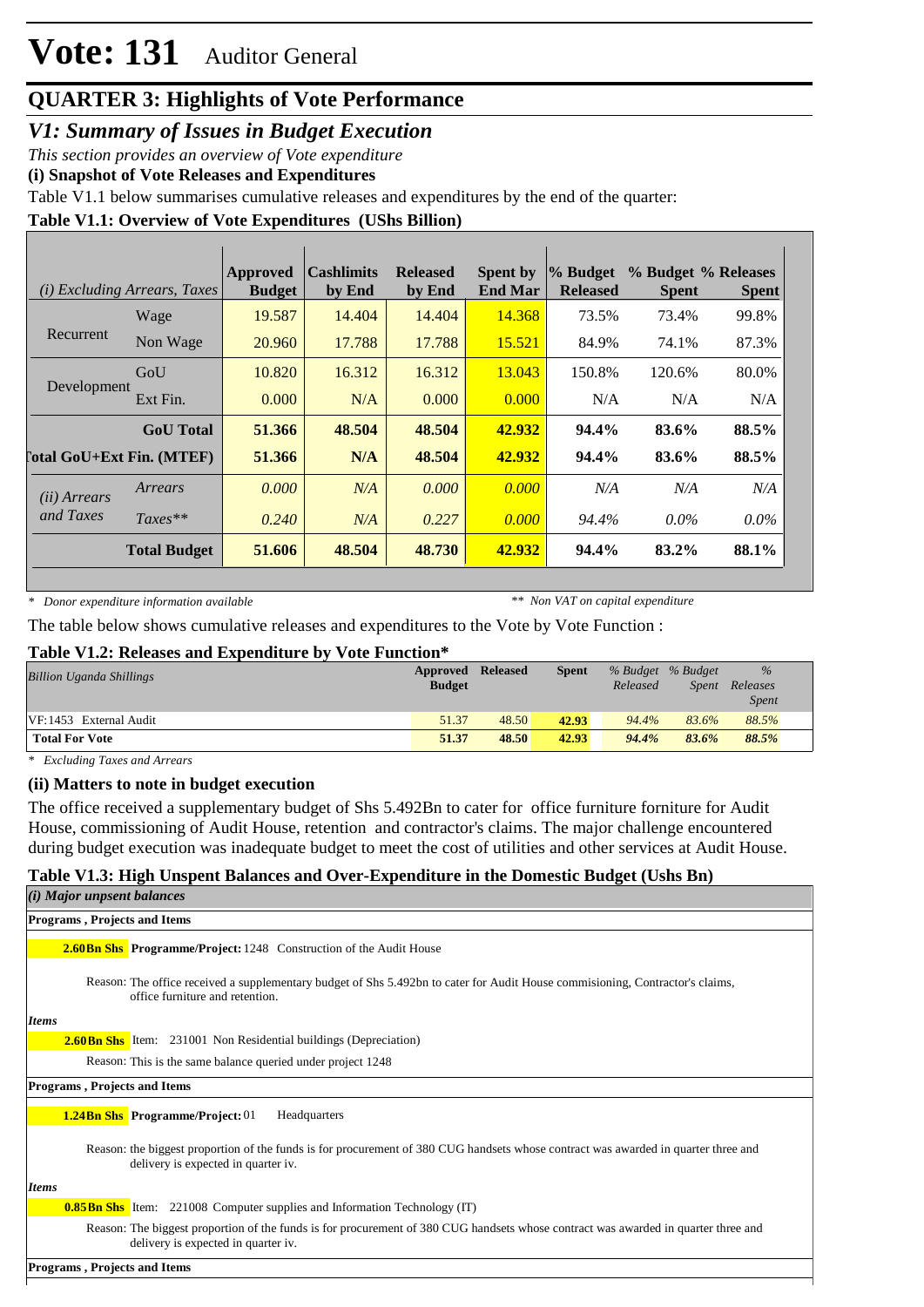# Vote: 131 Auditor General

## QUARTER 3: Highlights of Vote Performance

### V1: Summary of Issues in Budget Execution

*This section provides an overview of Vote expenditure*

**(i) Snapshot of Vote Releases and Expenditures**

Table V1.1 below summarises cumulative releases and expenditures by the end of the quarter:

**Table V1.1: Overview of Vote Expenditures (UShs Billion)**

| *(i) Excluding Arrears, Taxes* | | Approved Budget | Cashlimits by End | Released by End | Spent by End Mar | % Budget Released | % Budget Spent | % Releases Spent |
|---|---|---|---|---|---|---|---|---|
| Recurrent | Wage | 19.587 | 14.404 | 14.404 | 14.368 | 73.5% | 73.4% | 99.8% |
| | Non Wage | 20.960 | 17.788 | 17.788 | 15.521 | 84.9% | 74.1% | 87.3% |
| Development | GoU | 10.820 | 16.312 | 16.312 | 13.043 | 150.8% | 120.6% | 80.0% |
| | Ext Fin. | 0.000 | N/A | 0.000 | 0.000 | N/A | N/A | N/A |
| | **GoU Total** | **51.366** | **48.504** | **48.504** | **42.932** | **94.4%** | **83.6%** | **88.5%** |
| **Total GoU+Ext Fin. (MTEF)** | | **51.366** | **N/A** | **48.504** | **42.932** | **94.4%** | **83.6%** | **88.5%** |
| *(ii) Arrears and Taxes* | *Arrears* | *0.000* | *N/A* | *0.000* | *0.000* | *N/A* | *N/A* | *N/A* |
| | *Taxes*** | *0.240* | *N/A* | *0.227* | *0.000* | *94.4%* | *0.0%* | *0.0%* |
| | **Total Budget** | **51.606** | **48.504** | **48.730** | **42.932** | **94.4%** | **83.2%** | **88.1%** |

*\* Donor expenditure information available* *\*\* Non VAT on capital expenditure*

The table below shows cumulative releases and expenditures to the Vote by Vote Function :

**Table V1.2: Releases and Expenditure by Vote Function***

| *Billion Uganda Shillings* | Approved Budget | Released | Spent | *% Budget Released* | *% Budget Spent* | *% Releases Spent* |
|---|---|---|---|---|---|---|
| VF:1453 External Audit | 51.37 | 48.50 | 42.93 | 94.4% | 83.6% | 88.5% |
| **Total For Vote** | **51.37** | **48.50** | **42.93** | **94.4%** | **83.6%** | **88.5%** |

*\* Excluding Taxes and Arrears*

**(ii) Matters to note in budget execution**

The office received a supplementary budget of Shs 5.492Bn to cater for office furniture forniture for Audit House, commissioning of Audit House, retention and contractor's claims. The major challenge encountered during budget execution was inadequate budget to meet the cost of utilities and other services at Audit House.

**Table V1.3: High Unspent Balances and Over-Expenditure in the Domestic Budget (Ushs Bn)**

*(i) Major unpsent balances*

**Programs , Projects and Items**

**2.60Bn Shs** **Programme/Project:** 1248 Construction of the Audit House

Reason: The office received a supplementary budget of Shs 5.492bn to cater for Audit House commisioning, Contractor's claims, office furniture and retention.

*Items*

**2.60Bn Shs** Item: 231001 Non Residential buildings (Depreciation)

Reason: This is the same balance queried under project 1248

**Programs , Projects and Items**

**1.24Bn Shs** **Programme/Project:** 01 Headquarters

Reason: the biggest proportion of the funds is for procurement of 380 CUG handsets whose contract was awarded in quarter three and delivery is expected in quarter iv.

*Items*

**0.85Bn Shs** Item: 221008 Computer supplies and Information Technology (IT)

Reason: The biggest proportion of the funds is for procurement of 380 CUG handsets whose contract was awarded in quarter three and delivery is expected in quarter iv.

**Programs , Projects and Items**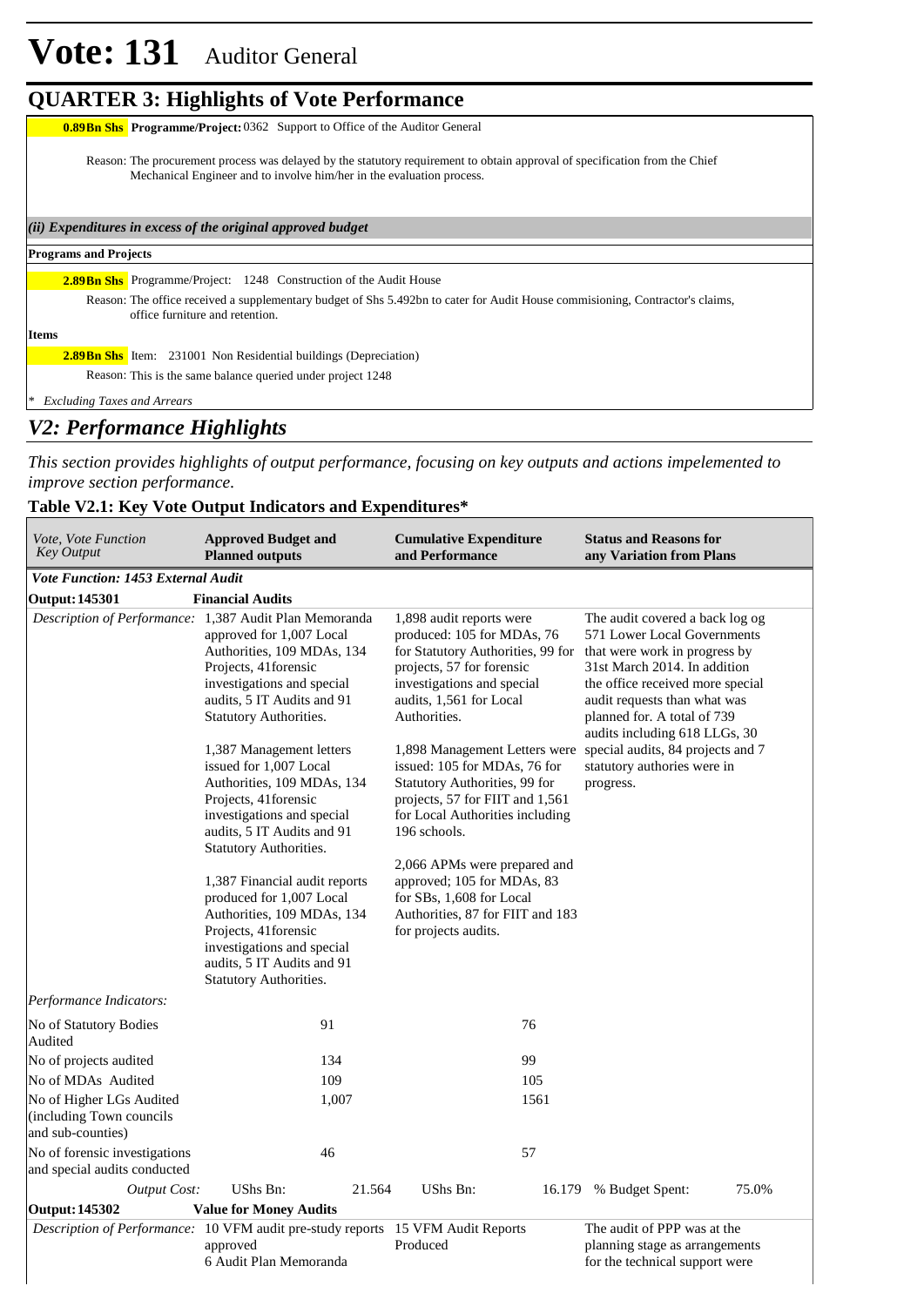# Vote: 131 Auditor General

## QUARTER 3: Highlights of Vote Performance

**0.89Bn Shs** **Programme/Project:** 0362 Support to Office of the Auditor General

Reason: The procurement process was delayed by the statutory requirement to obtain approval of specification from the Chief Mechanical Engineer and to involve him/her in the evaluation process.

***(ii) Expenditures in excess of the original approved budget***

**Programs and Projects**

**2.89Bn Shs** Programme/Project: 1248 Construction of the Audit House

Reason: The office received a supplementary budget of Shs 5.492bn to cater for Audit House commisioning, Contractor's claims, office furniture and retention.

**Items**

**2.89Bn Shs** Item: 231001 Non Residential buildings (Depreciation)

Reason: This is the same balance queried under project 1248

*\* Excluding Taxes and Arrears*

## *V2: Performance Highlights*

*This section provides highlights of output performance, focusing on key outputs and actions impelemented to improve section performance.*

### Table V2.1: Key Vote Output Indicators and Expenditures*

| *Vote, Vote Function Key Output* | **Approved Budget and Planned outputs** | **Cumulative Expenditure and Performance** | **Status and Reasons for any Variation from Plans** |
|---|---|---|---|
| ***Vote Function: 1453 External Audit*** | | | |
| **Output: 145301** | **Financial Audits** | | |
| *Description of Performance:* | 1,387 Audit Plan Memoranda approved for 1,007 Local Authorities, 109 MDAs, 134 Projects, 41forensic investigations and special audits, 5 IT Audits and 91 Statutory Authorities.<br><br>1,387 Management letters issued for 1,007 Local Authorities, 109 MDAs, 134 Projects, 41forensic investigations and special audits, 5 IT Audits and 91 Statutory Authorities.<br><br>1,387 Financial audit reports produced for 1,007 Local Authorities, 109 MDAs, 134 Projects, 41forensic investigations and special audits, 5 IT Audits and 91 Statutory Authorities. | 1,898 audit reports were produced: 105 for MDAs, 76 for Statutory Authorities, 99 for projects, 57 for forensic investigations and special audits, 1,561 for Local Authorities.<br><br>1,898 Management Letters were issued: 105 for MDAs, 76 for Statutory Authorities, 99 for projects, 57 for FIIT and 1,561 for Local Authorities including 196 schools.<br><br>2,066 APMs were prepared and approved; 105 for MDAs, 83 for SBs, 1,608 for Local Authorities, 87 for FIIT and 183 for projects audits. | The audit covered a back log og 571 Lower Local Governments that were work in progress by 31st March 2014. In addition the office received more special audit requests than what was planned for. A total of 739 audits including 618 LLGs, 30 special audits, 84 projects and 7 statutory authories were in progress. |
| *Performance Indicators:* | | | |
| No of Statutory Bodies Audited | 91 | 76 | |
| No of projects audited | 134 | 99 | |
| No of MDAs Audited | 109 | 105 | |
| No of Higher LGs Audited (including Town councils and sub-counties) | 1,007 | 1561 | |
| No of forensic investigations and special audits conducted | 46 | 57 | |
| *Output Cost:* | UShs Bn: 21.564 | UShs Bn: 16.179 | % Budget Spent: 75.0% |
| **Output: 145302** | **Value for Money Audits** | | |
| *Description of Performance:* | 10 VFM audit pre-study reports approved<br>6 Audit Plan Memoranda | 15 VFM Audit Reports Produced | The audit of PPP was at the planning stage as arrangements for the technical support were |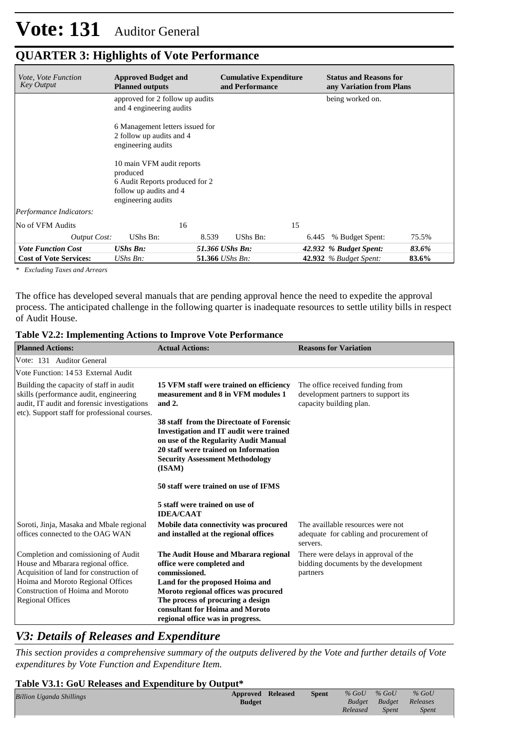# Vote: 131 Auditor General

## QUARTER 3: Highlights of Vote Performance

| *Vote, Vote Function Key Output* | **Approved Budget and Planned outputs** | | **Cumulative Expenditure and Performance** | | **Status and Reasons for any Variation from Plans** | |
|---|---|---|---|---|---|---|
| | approved for 2 follow up audits and 4 engineering audits<br><br>6 Management letters issued for 2 follow up audits and 4 engineering audits<br><br>10 main VFM audit reports produced<br>6 Audit Reports produced for 2 follow up audits and 4 engineering audits | | | | being worked on. | |
| *Performance Indicators:* | | | | | | |
| No of VFM Audits | | 16 | | 15 | | |
| *Output Cost:* | UShs Bn: | 8.539 | UShs Bn: | 6.445 | % Budget Spent: | 75.5% |
| ***Vote Function Cost*** | ***UShs Bn:*** | ***51.366*** | ***UShs Bn:*** | ***42.932*** | ***% Budget Spent:*** | ***83.6%*** |
| **Cost of Vote Services:** | *UShs Bn:* | **51.366** | *UShs Bn:* | **42.932** | *% Budget Spent:* | **83.6%** |

*\* Excluding Taxes and Arrears*

The office has developed several manuals that are pending approval hence the need to expedite the approval process. The anticipated challenge in the following quarter is inadequate resources to settle utility bills in respect of Audit House.

**Table V2.2: Implementing Actions to Improve Vote Performance**

| **Planned Actions:** | **Actual Actions:** | **Reasons for Variation** |
|---|---|---|
| Vote: 131 Auditor General | | |
| Vote Function: 14 53 External Audit | | |
| Building the capacity of staff in audit skills (performance audit, engineering audit, IT audit and forensic investigations etc). Support staff for professional courses. | **15 VFM staff were trained on efficiency measurement and 8 in VFM modules 1 and 2.**<br><br>**38 staff from the Directoate of Forensic Investigation and IT audit were trained on use of the Regularity Audit Manual**<br>**20 staff were trained on Information Security Assessment Methodology (ISAM)**<br><br>**50 staff were trained on use of IFMS**<br><br>**5 staff were trained on use of IDEA/CAAT** | The office received funding from development partners to support its capacity building plan. |
| Soroti, Jinja, Masaka and Mbale regional offices connected to the OAG WAN | **Mobile data connectivity was procured and installed at the regional offices** | The availlable resources were not adequate for cabling and procurement of servers. |
| Completion and comissioning of Audit House and Mbarara regional office.<br>Acquisition of land for construction of Hoima and Moroto Regional Offices<br>Construction of Hoima and Moroto Regional Offices | **The Audit House and Mbarara regional office were completed and commissioned.**<br>**Land for the proposed Hoima and Moroto regional offices was procured**<br>**The process of procuring a design consultant for Hoima and Moroto regional office was in progress.** | There were delays in approval of the bidding documents by the development partners |

## *V3: Details of Releases and Expenditure*

*This section provides a comprehensive summary of the outputs delivered by the Vote and further details of Vote expenditures by Vote Function and Expenditure Item.*

**Table V3.1: GoU Releases and Expenditure by Output\***

| *Billion Uganda Shillings* | **Approved Budget** | **Released** | **Spent** | *% GoU Budget Released* | *% GoU Budget Spent* | *% GoU Releases Spent* |
|---|---|---|---|---|---|---|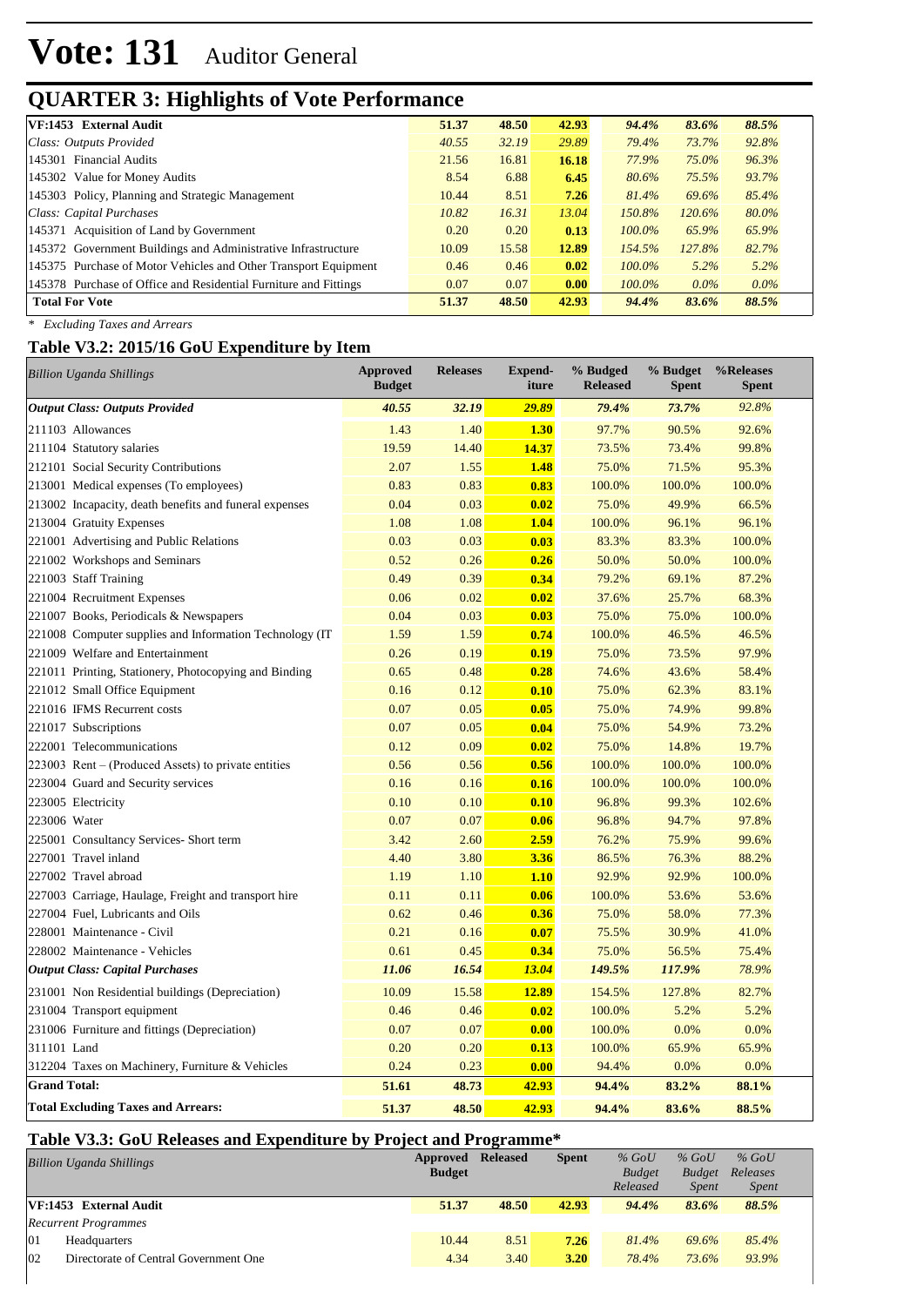# Vote: 131 Auditor General

## QUARTER 3: Highlights of Vote Performance

| | | | | | | |
|---|---|---|---|---|---|---|
| **VF:1453 External Audit** | **51.37** | **48.50** | **42.93** | ***94.4%*** | ***83.6%*** | ***88.5%*** |
| *Class: Outputs Provided* | *40.55* | *32.19* | *29.89* | *79.4%* | *73.7%* | *92.8%* |
| 145301 Financial Audits | 21.56 | 16.81 | **16.18** | *77.9%* | *75.0%* | *96.3%* |
| 145302 Value for Money Audits | 8.54 | 6.88 | **6.45** | *80.6%* | *75.5%* | *93.7%* |
| 145303 Policy, Planning and Strategic Management | 10.44 | 8.51 | **7.26** | *81.4%* | *69.6%* | *85.4%* |
| *Class: Capital Purchases* | *10.82* | *16.31* | *13.04* | *150.8%* | *120.6%* | *80.0%* |
| 145371 Acquisition of Land by Government | 0.20 | 0.20 | **0.13** | *100.0%* | *65.9%* | *65.9%* |
| 145372 Government Buildings and Administrative Infrastructure | 10.09 | 15.58 | **12.89** | *154.5%* | *127.8%* | *82.7%* |
| 145375 Purchase of Motor Vehicles and Other Transport Equipment | 0.46 | 0.46 | **0.02** | *100.0%* | *5.2%* | *5.2%* |
| 145378 Purchase of Office and Residential Furniture and Fittings | 0.07 | 0.07 | **0.00** | *100.0%* | *0.0%* | *0.0%* |
| **Total For Vote** | **51.37** | **48.50** | **42.93** | ***94.4%*** | ***83.6%*** | ***88.5%*** |

*\* Excluding Taxes and Arrears*

### Table V3.2: 2015/16 GoU Expenditure by Item

| *Billion Uganda Shillings* | Approved Budget | Releases | Expend-iture | % Budged Released | % Budget Spent | %Releases Spent |
|---|---|---|---|---|---|---|
| ***Output Class: Outputs Provided*** | ***40.55*** | ***32.19*** | ***29.89*** | ***79.4%*** | ***73.7%*** | *92.8%* |
| 211103 Allowances | 1.43 | 1.40 | **1.30** | 97.7% | 90.5% | 92.6% |
| 211104 Statutory salaries | 19.59 | 14.40 | **14.37** | 73.5% | 73.4% | 99.8% |
| 212101 Social Security Contributions | 2.07 | 1.55 | **1.48** | 75.0% | 71.5% | 95.3% |
| 213001 Medical expenses (To employees) | 0.83 | 0.83 | **0.83** | 100.0% | 100.0% | 100.0% |
| 213002 Incapacity, death benefits and funeral expenses | 0.04 | 0.03 | **0.02** | 75.0% | 49.9% | 66.5% |
| 213004 Gratuity Expenses | 1.08 | 1.08 | **1.04** | 100.0% | 96.1% | 96.1% |
| 221001 Advertising and Public Relations | 0.03 | 0.03 | **0.03** | 83.3% | 83.3% | 100.0% |
| 221002 Workshops and Seminars | 0.52 | 0.26 | **0.26** | 50.0% | 50.0% | 100.0% |
| 221003 Staff Training | 0.49 | 0.39 | **0.34** | 79.2% | 69.1% | 87.2% |
| 221004 Recruitment Expenses | 0.06 | 0.02 | **0.02** | 37.6% | 25.7% | 68.3% |
| 221007 Books, Periodicals & Newspapers | 0.04 | 0.03 | **0.03** | 75.0% | 75.0% | 100.0% |
| 221008 Computer supplies and Information Technology (IT | 1.59 | 1.59 | **0.74** | 100.0% | 46.5% | 46.5% |
| 221009 Welfare and Entertainment | 0.26 | 0.19 | **0.19** | 75.0% | 73.5% | 97.9% |
| 221011 Printing, Stationery, Photocopying and Binding | 0.65 | 0.48 | **0.28** | 74.6% | 43.6% | 58.4% |
| 221012 Small Office Equipment | 0.16 | 0.12 | **0.10** | 75.0% | 62.3% | 83.1% |
| 221016 IFMS Recurrent costs | 0.07 | 0.05 | **0.05** | 75.0% | 74.9% | 99.8% |
| 221017 Subscriptions | 0.07 | 0.05 | **0.04** | 75.0% | 54.9% | 73.2% |
| 222001 Telecommunications | 0.12 | 0.09 | **0.02** | 75.0% | 14.8% | 19.7% |
| 223003 Rent – (Produced Assets) to private entities | 0.56 | 0.56 | **0.56** | 100.0% | 100.0% | 100.0% |
| 223004 Guard and Security services | 0.16 | 0.16 | **0.16** | 100.0% | 100.0% | 100.0% |
| 223005 Electricity | 0.10 | 0.10 | **0.10** | 96.8% | 99.3% | 102.6% |
| 223006 Water | 0.07 | 0.07 | **0.06** | 96.8% | 94.7% | 97.8% |
| 225001 Consultancy Services- Short term | 3.42 | 2.60 | **2.59** | 76.2% | 75.9% | 99.6% |
| 227001 Travel inland | 4.40 | 3.80 | **3.36** | 86.5% | 76.3% | 88.2% |
| 227002 Travel abroad | 1.19 | 1.10 | **1.10** | 92.9% | 92.9% | 100.0% |
| 227003 Carriage, Haulage, Freight and transport hire | 0.11 | 0.11 | **0.06** | 100.0% | 53.6% | 53.6% |
| 227004 Fuel, Lubricants and Oils | 0.62 | 0.46 | **0.36** | 75.0% | 58.0% | 77.3% |
| 228001 Maintenance - Civil | 0.21 | 0.16 | **0.07** | 75.5% | 30.9% | 41.0% |
| 228002 Maintenance - Vehicles | 0.61 | 0.45 | **0.34** | 75.0% | 56.5% | 75.4% |
| ***Output Class: Capital Purchases*** | ***11.06*** | ***16.54*** | ***13.04*** | ***149.5%*** | ***117.9%*** | *78.9%* |
| 231001 Non Residential buildings (Depreciation) | 10.09 | 15.58 | **12.89** | 154.5% | 127.8% | 82.7% |
| 231004 Transport equipment | 0.46 | 0.46 | **0.02** | 100.0% | 5.2% | 5.2% |
| 231006 Furniture and fittings (Depreciation) | 0.07 | 0.07 | **0.00** | 100.0% | 0.0% | 0.0% |
| 311101 Land | 0.20 | 0.20 | **0.13** | 100.0% | 65.9% | 65.9% |
| 312204 Taxes on Machinery, Furniture & Vehicles | 0.24 | 0.23 | **0.00** | 94.4% | 0.0% | 0.0% |
| **Grand Total:** | **51.61** | **48.73** | **42.93** | **94.4%** | **83.2%** | **88.1%** |
| **Total Excluding Taxes and Arrears:** | **51.37** | **48.50** | **42.93** | **94.4%** | **83.6%** | **88.5%** |

### Table V3.3: GoU Releases and Expenditure by Project and Programme*

| *Billion Uganda Shillings* | Approved Budget | Released | Spent | *% GoU Budget Released* | *% GoU Budget Spent* | *% GoU Releases Spent* |
|---|---|---|---|---|---|---|
| **VF:1453 External Audit** | **51.37** | **48.50** | **42.93** | ***94.4%*** | ***83.6%*** | ***88.5%*** |
| *Recurrent Programmes* | | | | | | |
| 01 Headquarters | 10.44 | 8.51 | **7.26** | *81.4%* | *69.6%* | *85.4%* |
| 02 Directorate of Central Government One | 4.34 | 3.40 | **3.20** | *78.4%* | *73.6%* | *93.9%* |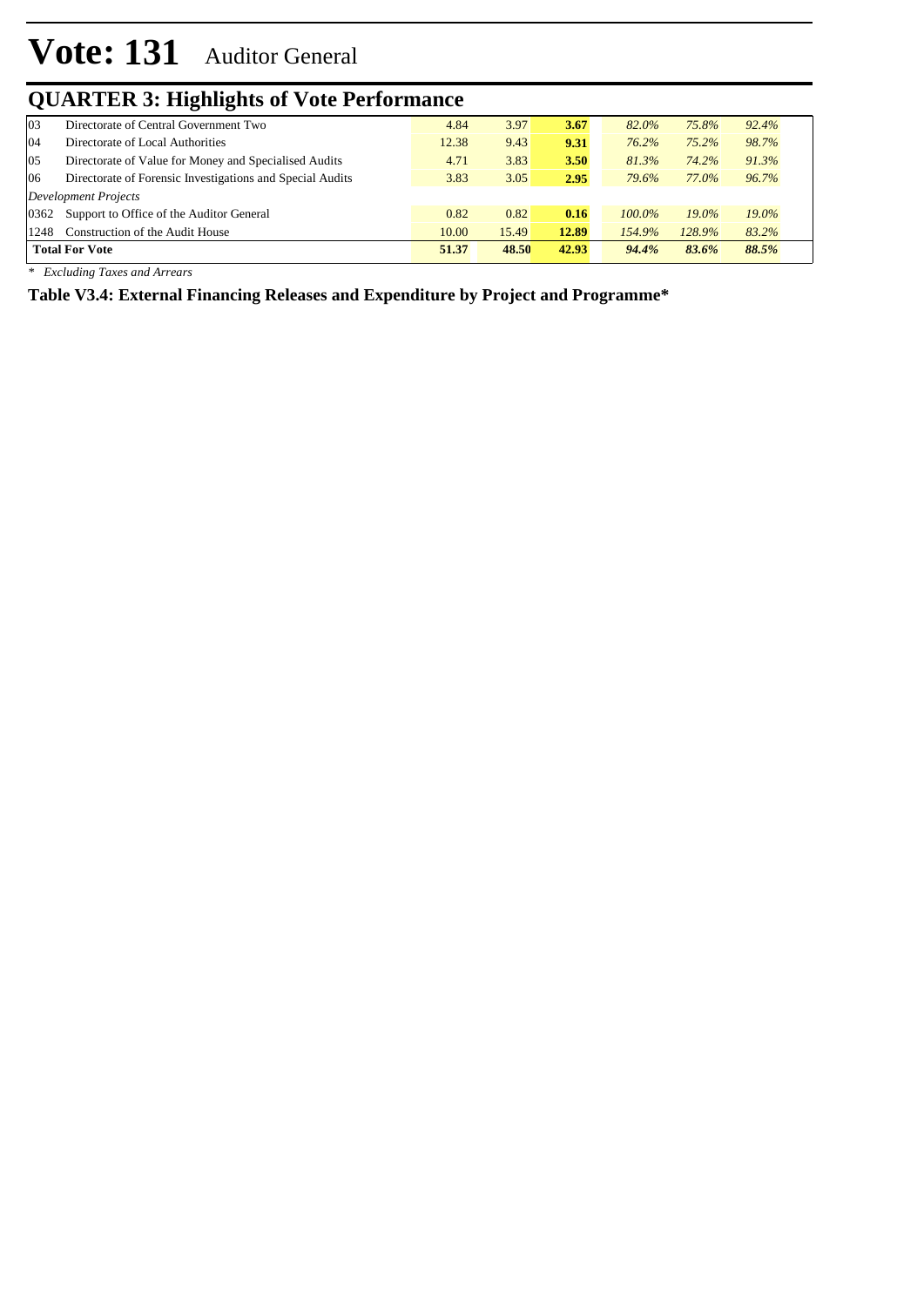# Vote: 131 Auditor General

## QUARTER 3: Highlights of Vote Performance

| | | | | | | | |
|---|---|---|---|---|---|---|---|
| 03 | Directorate of Central Government Two | 4.84 | 3.97 | **3.67** | *82.0%* | *75.8%* | *92.4%* |
| 04 | Directorate of Local Authorities | 12.38 | 9.43 | **9.31** | *76.2%* | *75.2%* | *98.7%* |
| 05 | Directorate of Value for Money and Specialised Audits | 4.71 | 3.83 | **3.50** | *81.3%* | *74.2%* | *91.3%* |
| 06 | Directorate of Forensic Investigations and Special Audits | 3.83 | 3.05 | **2.95** | *79.6%* | *77.0%* | *96.7%* |
| *Development Projects* | | | | | | | |
| 0362 | Support to Office of the Auditor General | 0.82 | 0.82 | **0.16** | *100.0%* | *19.0%* | *19.0%* |
| 1248 | Construction of the Audit House | 10.00 | 15.49 | **12.89** | *154.9%* | *128.9%* | *83.2%* |
| **Total For Vote** | | **51.37** | **48.50** | **42.93** | ***94.4%*** | ***83.6%*** | ***88.5%*** |

\* *Excluding Taxes and Arrears*

**Table V3.4: External Financing Releases and Expenditure by Project and Programme\***